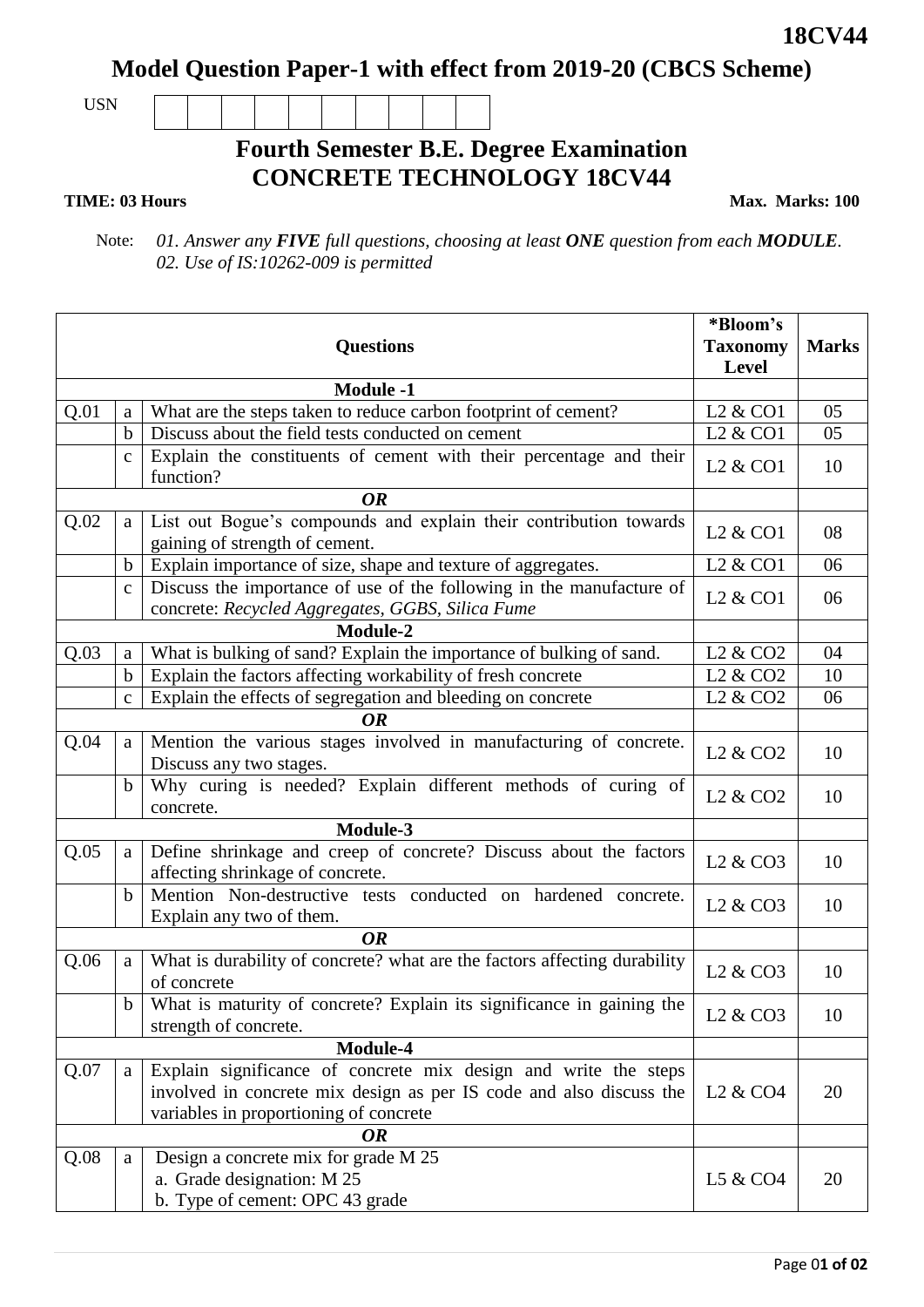**18CV44**

# Model Question Paper-1 with effect from 2019-20 (CBCS Scheme)

USN | | | | | | | | | | |

## Fourth Semester B.E. Degree Examination
## CONCRETE TECHNOLOGY 18CV44

**TIME: 03 Hours** **Max. Marks: 100**

Note: *01. Answer any **FIVE** full questions, choosing at least **ONE** question from each **MODULE**.*
*02. Use of IS:10262-009 is permitted*

| | | **Questions** | **\*Bloom's Taxonomy Level** | **Marks** |
|---|---|---|---|---|
| | | **Module -1** | | |
| Q.01 | a | What are the steps taken to reduce carbon footprint of cement? | L2 & CO1 | 05 |
| | b | Discuss about the field tests conducted on cement | L2 & CO1 | 05 |
| | c | Explain the constituents of cement with their percentage and their function? | L2 & CO1 | 10 |
| | | ***OR*** | | |
| Q.02 | a | List out Bogue's compounds and explain their contribution towards gaining of strength of cement. | L2 & CO1 | 08 |
| | b | Explain importance of size, shape and texture of aggregates. | L2 & CO1 | 06 |
| | c | Discuss the importance of use of the following in the manufacture of concrete: *Recycled Aggregates, GGBS, Silica Fume* | L2 & CO1 | 06 |
| | | **Module-2** | | |
| Q.03 | a | What is bulking of sand? Explain the importance of bulking of sand. | L2 & CO2 | 04 |
| | b | Explain the factors affecting workability of fresh concrete | L2 & CO2 | 10 |
| | c | Explain the effects of segregation and bleeding on concrete | L2 & CO2 | 06 |
| | | ***OR*** | | |
| Q.04 | a | Mention the various stages involved in manufacturing of concrete. Discuss any two stages. | L2 & CO2 | 10 |
| | b | Why curing is needed? Explain different methods of curing of concrete. | L2 & CO2 | 10 |
| | | **Module-3** | | |
| Q.05 | a | Define shrinkage and creep of concrete? Discuss about the factors affecting shrinkage of concrete. | L2 & CO3 | 10 |
| | b | Mention Non-destructive tests conducted on hardened concrete. Explain any two of them. | L2 & CO3 | 10 |
| | | ***OR*** | | |
| Q.06 | a | What is durability of concrete? what are the factors affecting durability of concrete | L2 & CO3 | 10 |
| | b | What is maturity of concrete? Explain its significance in gaining the strength of concrete. | L2 & CO3 | 10 |
| | | **Module-4** | | |
| Q.07 | a | Explain significance of concrete mix design and write the steps involved in concrete mix design as per IS code and also discuss the variables in proportioning of concrete | L2 & CO4 | 20 |
| | | ***OR*** | | |
| Q.08 | a | Design a concrete mix for grade M 25<br>a. Grade designation: M 25<br>b. Type of cement: OPC 43 grade | L5 & CO4 | 20 |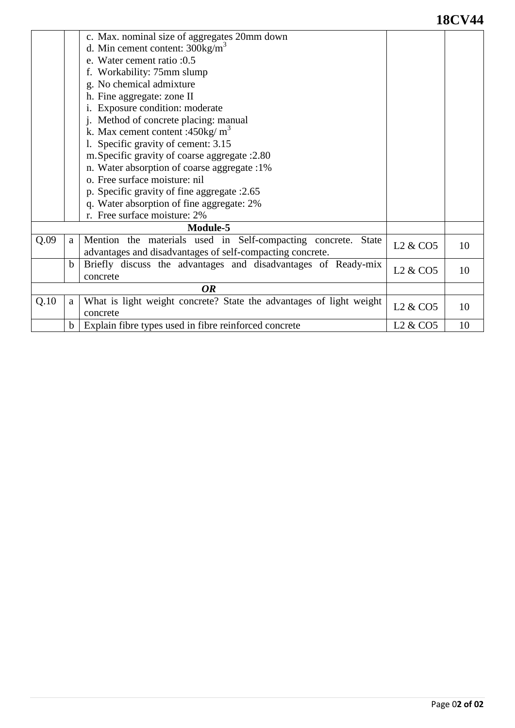| | | | | |
|---|---|---|---|---|
| | | c. Max. nominal size of aggregates 20mm down<br>d. Min cement content: 300kg/$m^3$<br>e. Water cement ratio :0.5<br>f. Workability: 75mm slump<br>g. No chemical admixture<br>h. Fine aggregate: zone II<br>i. Exposure condition: moderate<br>j. Method of concrete placing: manual<br>k. Max cement content :450kg/ $m^3$<br>l. Specific gravity of cement: 3.15<br>m. Specific gravity of coarse aggregate :2.80<br>n. Water absorption of coarse aggregate :1%<br>o. Free surface moisture: nil<br>p. Specific gravity of fine aggregate :2.65<br>q. Water absorption of fine aggregate: 2%<br>r. Free surface moisture: 2% | | |
| | | **Module-5** | | |
| Q.09 | a | Mention the materials used in Self-compacting concrete. State advantages and disadvantages of self-compacting concrete. | L2 & CO5 | 10 |
| | b | Briefly discuss the advantages and disadvantages of Ready-mix concrete | L2 & CO5 | 10 |
| | | ***OR*** | | |
| Q.10 | a | What is light weight concrete? State the advantages of light weight concrete | L2 & CO5 | 10 |
| | b | Explain fibre types used in fibre reinforced concrete | L2 & CO5 | 10 |